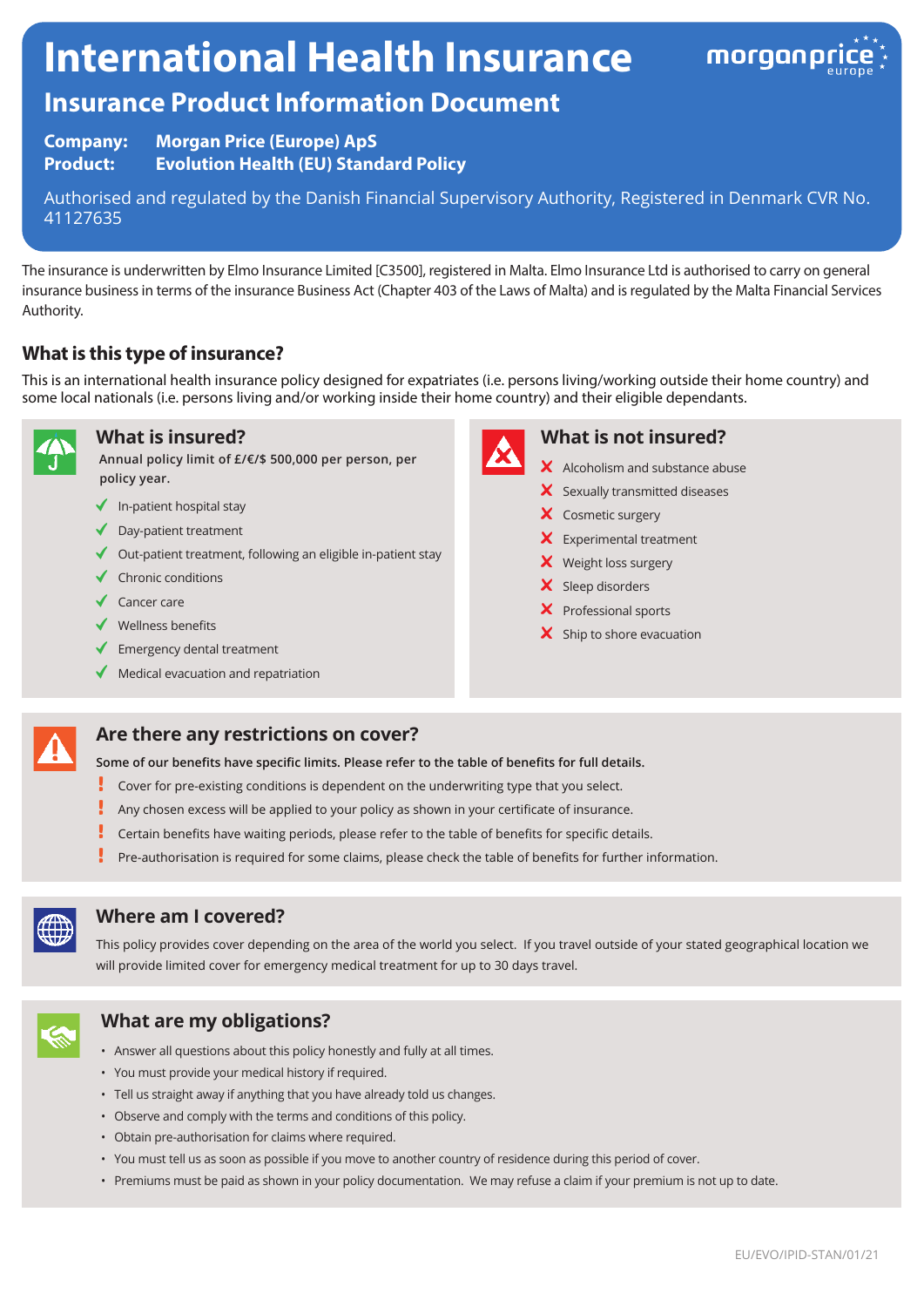# International Health Insurance

## Insurance Product Information Document

**Company:** **Morgan Price (Europe) ApS**
**Product:** **Evolution Health (EU) Standard Policy**

Authorised and regulated by the Danish Financial Supervisory Authority, Registered in Denmark CVR No. 41127635

The insurance is underwritten by Elmo Insurance Limited [C3500], registered in Malta. Elmo Insurance Ltd is authorised to carry on general insurance business in terms of the insurance Business Act (Chapter 403 of the Laws of Malta) and is regulated by the Malta Financial Services Authority.

### What is this type of insurance?

This is an international health insurance policy designed for expatriates (i.e. persons living/working outside their home country) and some local nationals (i.e. persons living and/or working inside their home country) and their eligible dependants.

### What is insured?

**Annual policy limit of £/€/$ 500,000 per person, per policy year.**

- ✓ In-patient hospital stay
- ✓ Day-patient treatment
- ✓ Out-patient treatment, following an eligible in-patient stay
- ✓ Chronic conditions
- ✓ Cancer care
- ✓ Wellness benefits
- ✓ Emergency dental treatment
- ✓ Medical evacuation and repatriation

### What is not insured?

- ✗ Alcoholism and substance abuse
- ✗ Sexually transmitted diseases
- ✗ Cosmetic surgery
- ✗ Experimental treatment
- ✗ Weight loss surgery
- ✗ Sleep disorders
- ✗ Professional sports
- ✗ Ship to shore evacuation

### Are there any restrictions on cover?

**Some of our benefits have specific limits. Please refer to the table of benefits for full details.**

- ! Cover for pre-existing conditions is dependent on the underwriting type that you select.
- ! Any chosen excess will be applied to your policy as shown in your certificate of insurance.
- ! Certain benefits have waiting periods, please refer to the table of benefits for specific details.
- ! Pre-authorisation is required for some claims, please check the table of benefits for further information.

### Where am I covered?

This policy provides cover depending on the area of the world you select. If you travel outside of your stated geographical location we will provide limited cover for emergency medical treatment for up to 30 days travel.

### What are my obligations?

- Answer all questions about this policy honestly and fully at all times.
- You must provide your medical history if required.
- Tell us straight away if anything that you have already told us changes.
- Observe and comply with the terms and conditions of this policy.
- Obtain pre-authorisation for claims where required.
- You must tell us as soon as possible if you move to another country of residence during this period of cover.
- Premiums must be paid as shown in your policy documentation. We may refuse a claim if your premium is not up to date.

EU/EVO/IPID-STAN/01/21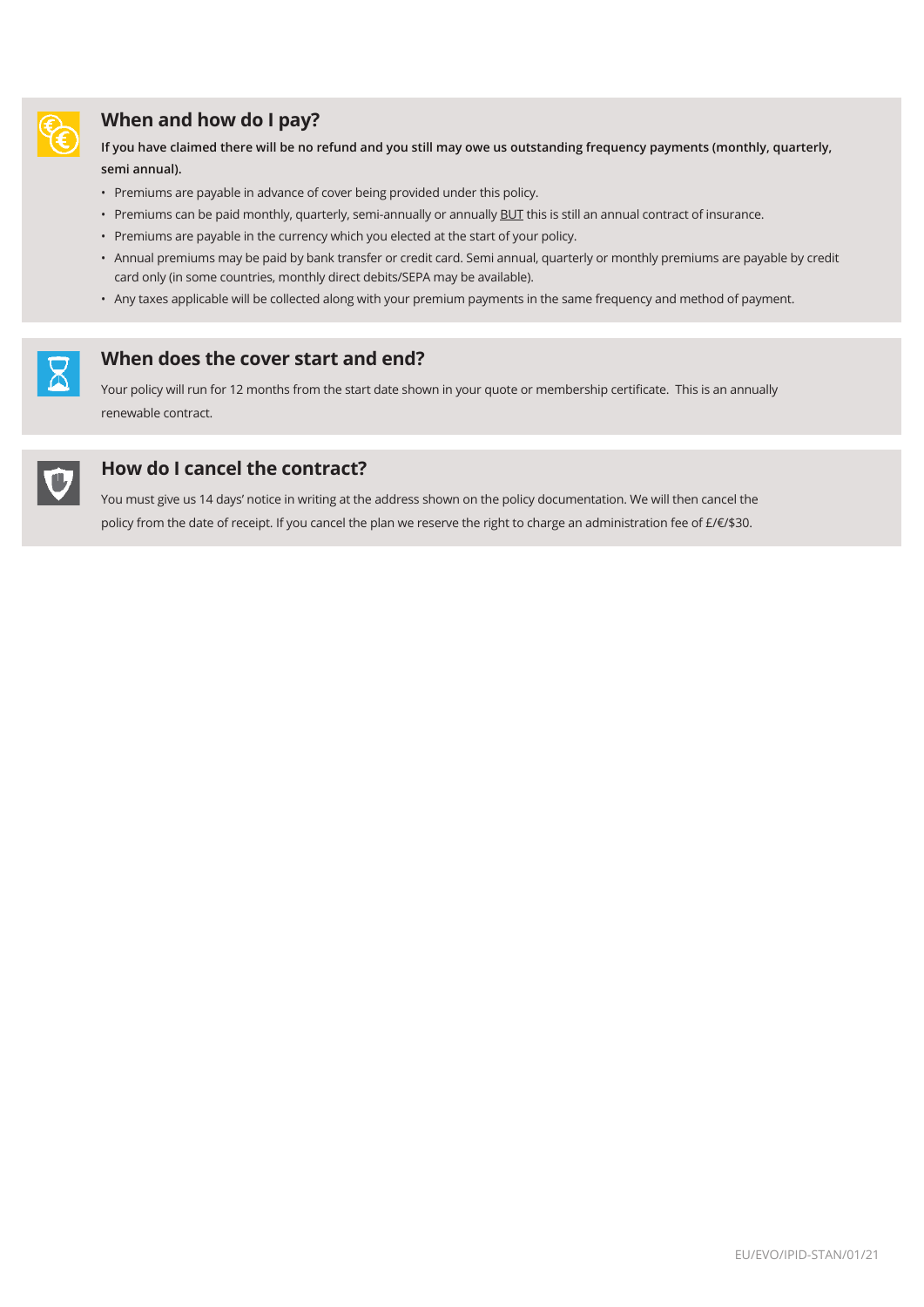## When and how do I pay?

**If you have claimed there will be no refund and you still may owe us outstanding frequency payments (monthly, quarterly, semi annual).**

- Premiums are payable in advance of cover being provided under this policy.
- Premiums can be paid monthly, quarterly, semi-annually or annually BUT this is still an annual contract of insurance.
- Premiums are payable in the currency which you elected at the start of your policy.
- Annual premiums may be paid by bank transfer or credit card. Semi annual, quarterly or monthly premiums are payable by credit card only (in some countries, monthly direct debits/SEPA may be available).
- Any taxes applicable will be collected along with your premium payments in the same frequency and method of payment.

## When does the cover start and end?

Your policy will run for 12 months from the start date shown in your quote or membership certificate. This is an annually renewable contract.

## How do I cancel the contract?

You must give us 14 days' notice in writing at the address shown on the policy documentation. We will then cancel the policy from the date of receipt. If you cancel the plan we reserve the right to charge an administration fee of £/€/$30.

EU/EVO/IPID-STAN/01/21